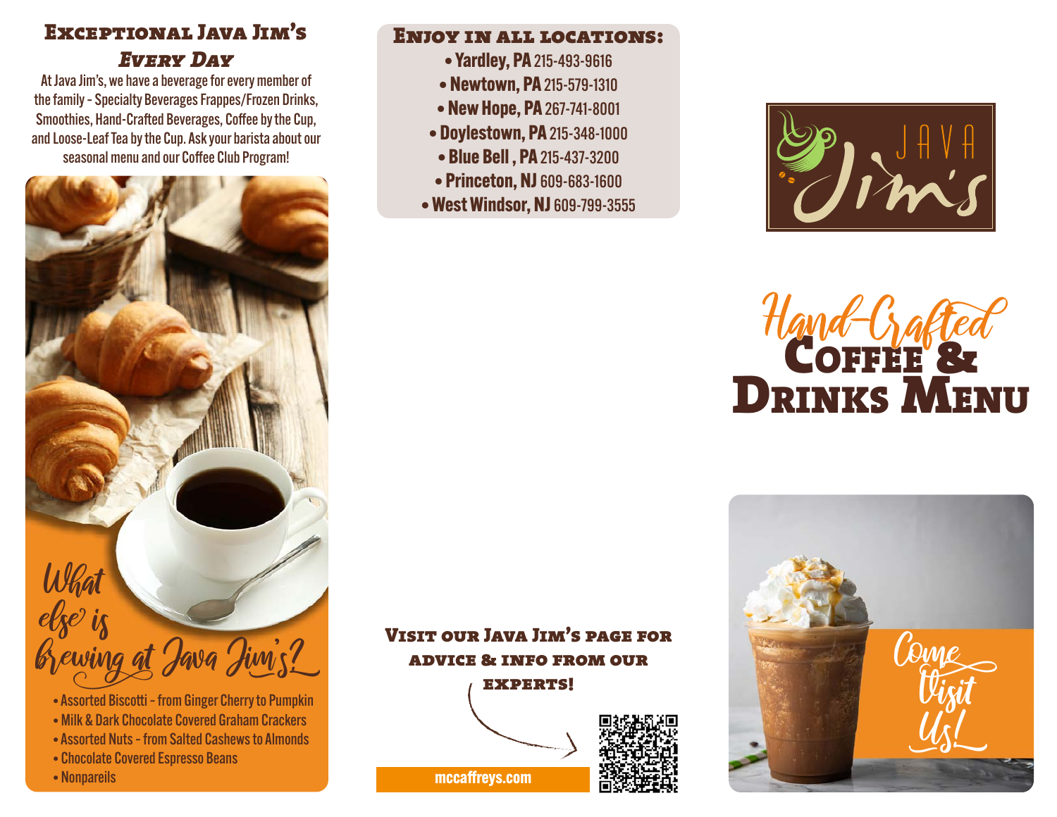## Exceptional Java Jim's *Every Day*

At Java Jim's, we have a beverage for every member of the family - Specialty Beverages Frappes/Frozen Drinks, Smoothies, Hand-Crafted Beverages, Coffee by the Cup, and Loose-Leaf Tea by the Cup. Ask your barista about our seasonal menu and our Coffee Club Program!

### What else is brewing at Java Jim's?

- Assorted Biscotti - from Ginger Cherry to Pumpkin
- Milk & Dark Chocolate Covered Graham Crackers
- Assorted Nuts - from Salted Cashews to Almonds
- Chocolate Covered Espresso Beans
- Nonpareils

## Enjoy in all locations:

- **Yardley, PA** 215-493-9616
- **Newtown, PA** 215-579-1310
- **New Hope, PA** 267-741-8001
- **Doylestown, PA** 215-348-1000
- **Blue Bell , PA** 215-437-3200
- **Princeton, NJ** 609-683-1600
- **West Windsor, NJ** 609-799-3555

### Visit our Java Jim's page for advice & info from our experts!

mccaffreys.com

JAVA Jim's

# Hand-Crafted Coffee & Drinks Menu

Come Visit Us!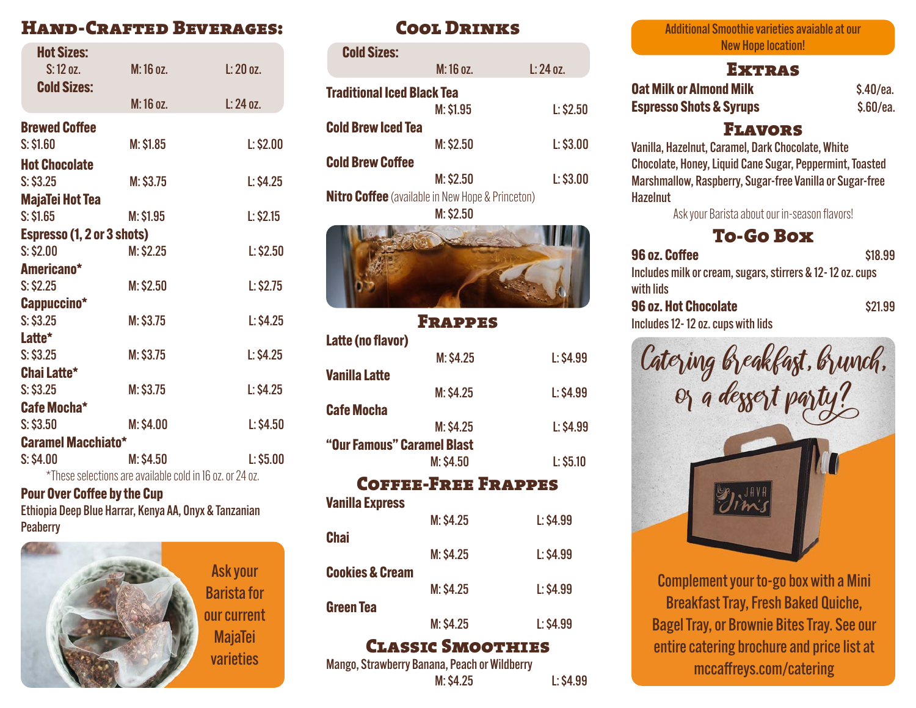## Hand-Crafted Beverages:

**Hot Sizes:**
S: 12 oz. M: 16 oz. L: 20 oz.
**Cold Sizes:**
M: 16 oz. L: 24 oz.

| | S | M | L |
|---|---|---|---|
| **Brewed Coffee** | S: $1.60 | M: $1.85 | L: $2.00 |
| **Hot Chocolate** | S: $3.25 | M: $3.75 | L: $4.25 |
| **MajaTei Hot Tea** | S: $1.65 | M: $1.95 | L: $2.15 |
| **Espresso (1, 2 or 3 shots)** | S: $2.00 | M: $2.25 | L: $2.50 |
| **Americano*** | S: $2.25 | M: $2.50 | L: $2.75 |
| **Cappuccino*** | S: $3.25 | M: $3.75 | L: $4.25 |
| **Latte*** | S: $3.25 | M: $3.75 | L: $4.25 |
| **Chai Latte*** | S: $3.25 | M: $3.75 | L: $4.25 |
| **Cafe Mocha*** | S: $3.50 | M: $4.00 | L: $4.50 |
| **Caramel Macchiato*** | S: $4.00 | M: $4.50 | L: $5.00 |

*These selections are available cold in 16 oz. or 24 oz.

**Pour Over Coffee by the Cup**
Ethiopia Deep Blue Harrar, Kenya AA, Onyx & Tanzanian Peaberry

Ask your Barista for our current MajaTei varieties

## Cool Drinks

**Cold Sizes:**
M: 16 oz. L: 24 oz.

| | M | L |
|---|---|---|
| **Traditional Iced Black Tea** | M: $1.95 | L: $2.50 |
| **Cold Brew Iced Tea** | M: $2.50 | L: $3.00 |
| **Cold Brew Coffee** | M: $2.50 | L: $3.00 |
| **Nitro Coffee** (available in New Hope & Princeton) | M: $2.50 | |

## Frappes

| | M | L |
|---|---|---|
| **Latte (no flavor)** | M: $4.25 | L: $4.99 |
| **Vanilla Latte** | M: $4.25 | L: $4.99 |
| **Cafe Mocha** | M: $4.25 | L: $4.99 |
| **"Our Famous" Caramel Blast** | M: $4.50 | L: $5.10 |

## Coffee-Free Frappes

| | M | L |
|---|---|---|
| **Vanilla Express** | M: $4.25 | L: $4.99 |
| **Chai** | M: $4.25 | L: $4.99 |
| **Cookies & Cream** | M: $4.25 | L: $4.99 |
| **Green Tea** | M: $4.25 | L: $4.99 |

## Classic Smoothies

Mango, Strawberry Banana, Peach or Wildberry
M: $4.25 L: $4.99

Additional Smoothie varieties avaiable at our New Hope location!

## Extras

| | |
|---|---|
| **Oat Milk or Almond Milk** | $.40/ea. |
| **Espresso Shots & Syrups** | $.60/ea. |

## Flavors

Vanilla, Hazelnut, Caramel, Dark Chocolate, White Chocolate, Honey, Liquid Cane Sugar, Peppermint, Toasted Marshmallow, Raspberry, Sugar-free Vanilla or Sugar-free Hazelnut

Ask your Barista about our in-season flavors!

## To-Go Box

**96 oz. Coffee** $18.99
Includes milk or cream, sugars, stirrers & 12- 12 oz. cups with lids

**96 oz. Hot Chocolate** $21.99
Includes 12- 12 oz. cups with lids

Catering breakfast, brunch, or a dessert party?

Complement your to-go box with a Mini Breakfast Tray, Fresh Baked Quiche, Bagel Tray, or Brownie Bites Tray. See our entire catering brochure and price list at mccaffreys.com/catering